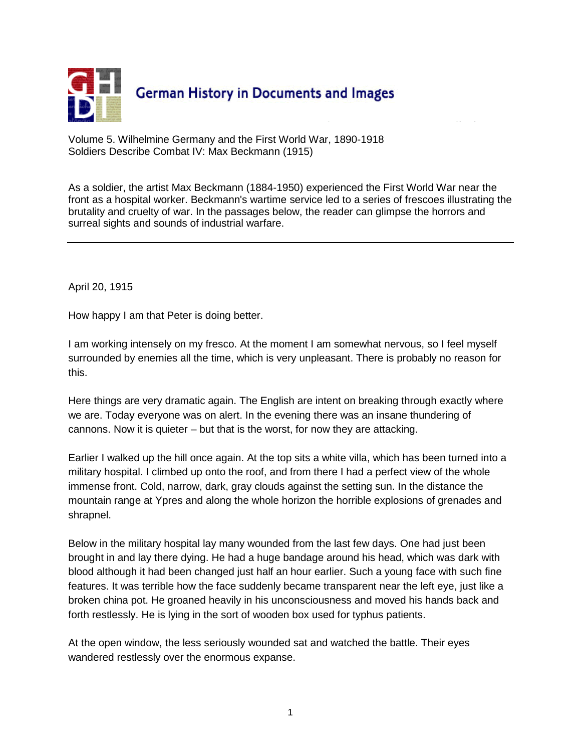German History in Documents and Images

Volume 5. Wilhelmine Germany and the First World War, 1890-1918
Soldiers Describe Combat IV: Max Beckmann (1915)

As a soldier, the artist Max Beckmann (1884-1950) experienced the First World War near the front as a hospital worker. Beckmann's wartime service led to a series of frescoes illustrating the brutality and cruelty of war. In the passages below, the reader can glimpse the horrors and surreal sights and sounds of industrial warfare.

---

April 20, 1915

How happy I am that Peter is doing better.

I am working intensely on my fresco. At the moment I am somewhat nervous, so I feel myself surrounded by enemies all the time, which is very unpleasant. There is probably no reason for this.

Here things are very dramatic again. The English are intent on breaking through exactly where we are. Today everyone was on alert. In the evening there was an insane thundering of cannons. Now it is quieter – but that is the worst, for now they are attacking.

Earlier I walked up the hill once again. At the top sits a white villa, which has been turned into a military hospital. I climbed up onto the roof, and from there I had a perfect view of the whole immense front. Cold, narrow, dark, gray clouds against the setting sun. In the distance the mountain range at Ypres and along the whole horizon the horrible explosions of grenades and shrapnel.

Below in the military hospital lay many wounded from the last few days. One had just been brought in and lay there dying. He had a huge bandage around his head, which was dark with blood although it had been changed just half an hour earlier. Such a young face with such fine features. It was terrible how the face suddenly became transparent near the left eye, just like a broken china pot. He groaned heavily in his unconsciousness and moved his hands back and forth restlessly. He is lying in the sort of wooden box used for typhus patients.

At the open window, the less seriously wounded sat and watched the battle. Their eyes wandered restlessly over the enormous expanse.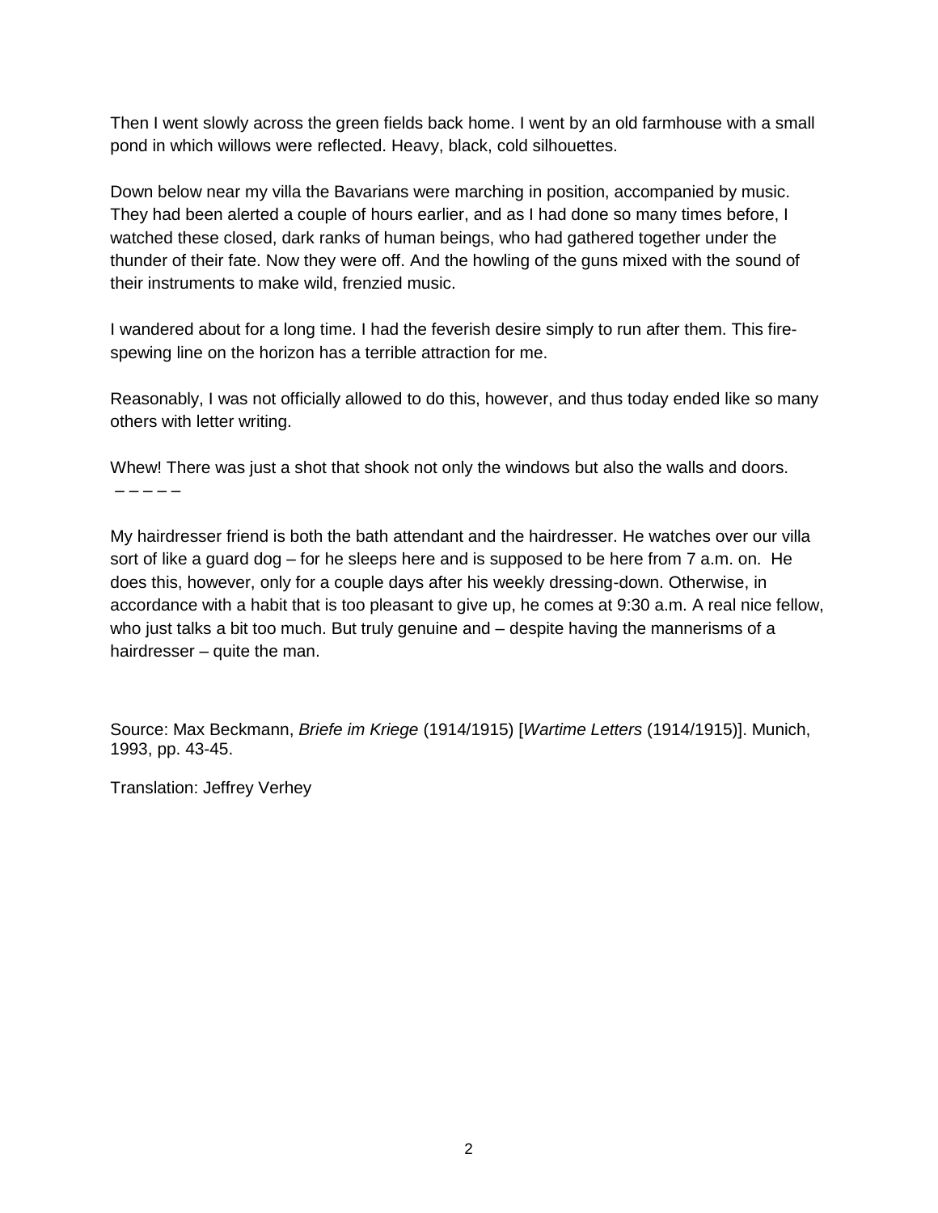Then I went slowly across the green fields back home. I went by an old farmhouse with a small pond in which willows were reflected. Heavy, black, cold silhouettes.

Down below near my villa the Bavarians were marching in position, accompanied by music. They had been alerted a couple of hours earlier, and as I had done so many times before, I watched these closed, dark ranks of human beings, who had gathered together under the thunder of their fate. Now they were off. And the howling of the guns mixed with the sound of their instruments to make wild, frenzied music.

I wandered about for a long time. I had the feverish desire simply to run after them. This fire-spewing line on the horizon has a terrible attraction for me.

Reasonably, I was not officially allowed to do this, however, and thus today ended like so many others with letter writing.

Whew! There was just a shot that shook not only the windows but also the walls and doors. – – – – –

My hairdresser friend is both the bath attendant and the hairdresser. He watches over our villa sort of like a guard dog – for he sleeps here and is supposed to be here from 7 a.m. on. He does this, however, only for a couple days after his weekly dressing-down. Otherwise, in accordance with a habit that is too pleasant to give up, he comes at 9:30 a.m. A real nice fellow, who just talks a bit too much. But truly genuine and – despite having the mannerisms of a hairdresser – quite the man.

Source: Max Beckmann, *Briefe im Kriege* (1914/1915) [*Wartime Letters* (1914/1915)]. Munich, 1993, pp. 43-45.

Translation: Jeffrey Verhey